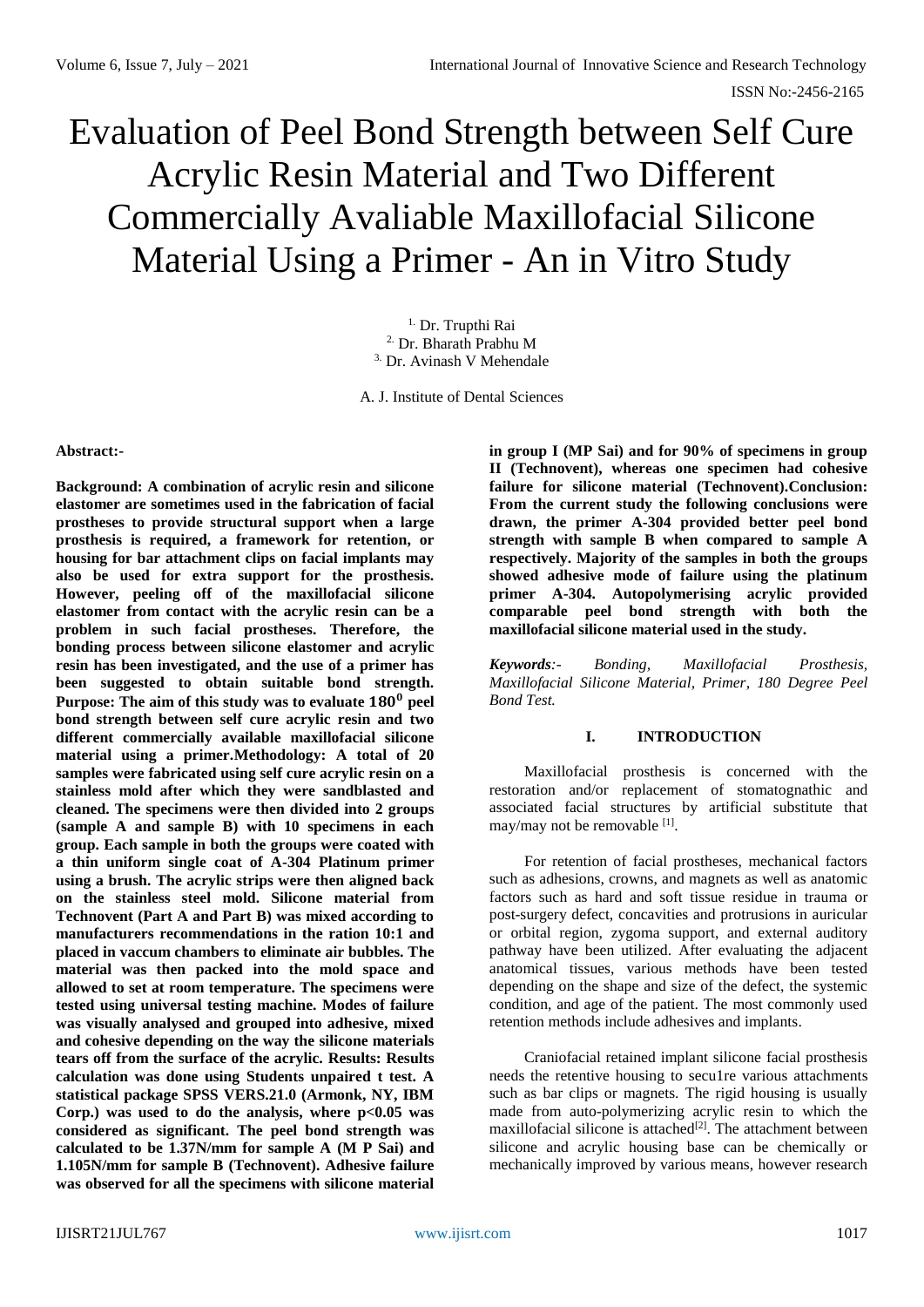# Evaluation of Peel Bond Strength between Self Cure Acrylic Resin Material and Two Different Commercially Avaliable Maxillofacial Silicone Material Using a Primer - An in Vitro Study

[1.] Dr. Trupthi Rai
[2.] Dr. Bharath Prabhu M
[3.] Dr. Avinash V Mehendale

A. J. Institute of Dental Sciences

**Abstract:-**

**Background: A combination of acrylic resin and silicone elastomer are sometimes used in the fabrication of facial prostheses to provide structural support when a large prosthesis is required, a framework for retention, or housing for bar attachment clips on facial implants may also be used for extra support for the prosthesis. However, peeling off of the maxillofacial silicone elastomer from contact with the acrylic resin can be a problem in such facial prostheses. Therefore, the bonding process between silicone elastomer and acrylic resin has been investigated, and the use of a primer has been suggested to obtain suitable bond strength. Purpose: The aim of this study was to evaluate $180^0$ peel bond strength between self cure acrylic resin and two different commercially available maxillofacial silicone material using a primer.Methodology: A total of 20 samples were fabricated using self cure acrylic resin on a stainless mold after which they were sandblasted and cleaned. The specimens were then divided into 2 groups (sample A and sample B) with 10 specimens in each group. Each sample in both the groups were coated with a thin uniform single coat of A-304 Platinum primer using a brush. The acrylic strips were then aligned back on the stainless steel mold. Silicone material from Technovent (Part A and Part B) was mixed according to manufacturers recommendations in the ration 10:1 and placed in vaccum chambers to eliminate air bubbles. The material was then packed into the mold space and allowed to set at room temperature. The specimens were tested using universal testing machine. Modes of failure was visually analysed and grouped into adhesive, mixed and cohesive depending on the way the silicone materials tears off from the surface of the acrylic. Results: Results calculation was done using Students unpaired t test. A statistical package SPSS VERS.21.0 (Armonk, NY, IBM Corp.) was used to do the analysis, where $p<0.05$ was considered as significant. The peel bond strength was calculated to be 1.37N/mm for sample A (M P Sai) and 1.105N/mm for sample B (Technovent). Adhesive failure was observed for all the specimens with silicone material in group I (MP Sai) and for 90% of specimens in group II (Technovent), whereas one specimen had cohesive failure for silicone material (Technovent).Conclusion: From the current study the following conclusions were drawn, the primer A-304 provided better peel bond strength with sample B when compared to sample A respectively. Majority of the samples in both the groups showed adhesive mode of failure using the platinum primer A-304. Autopolymerising acrylic provided comparable peel bond strength with both the maxillofacial silicone material used in the study.**

***Keywords**:- Bonding, Maxillofacial Prosthesis, Maxillofacial Silicone Material, Primer, 180 Degree Peel Bond Test.*

## I. INTRODUCTION

Maxillofacial prosthesis is concerned with the restoration and/or replacement of stomatognathic and associated facial structures by artificial substitute that may/may not be removable [1].

For retention of facial prostheses, mechanical factors such as adhesions, crowns, and magnets as well as anatomic factors such as hard and soft tissue residue in trauma or post-surgery defect, concavities and protrusions in auricular or orbital region, zygoma support, and external auditory pathway have been utilized. After evaluating the adjacent anatomical tissues, various methods have been tested depending on the shape and size of the defect, the systemic condition, and age of the patient. The most commonly used retention methods include adhesives and implants.

Craniofacial retained implant silicone facial prosthesis needs the retentive housing to secu1re various attachments such as bar clips or magnets. The rigid housing is usually made from auto-polymerizing acrylic resin to which the maxillofacial silicone is attached[2]. The attachment between silicone and acrylic housing base can be chemically or mechanically improved by various means, however research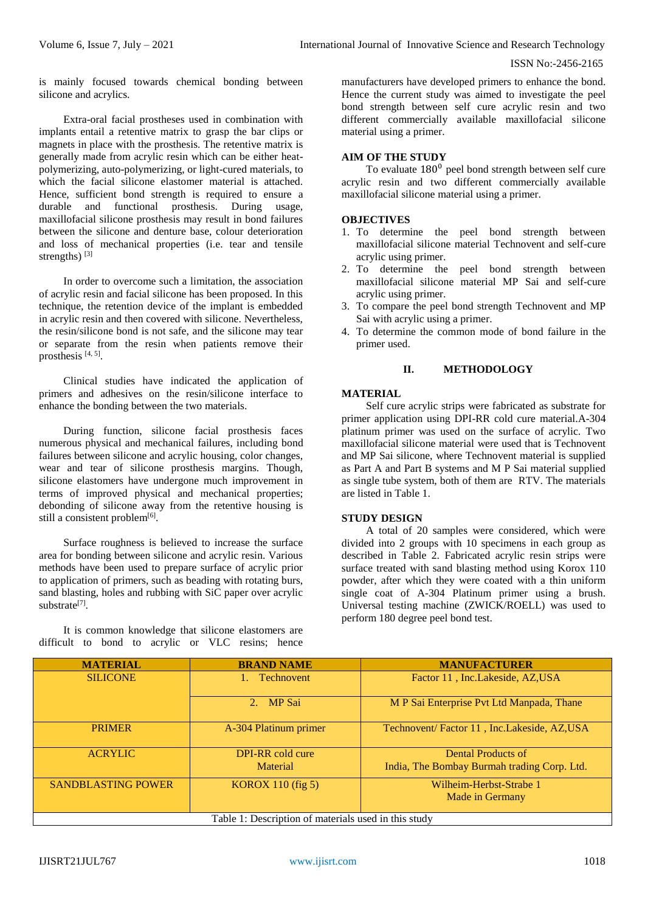is mainly focused towards chemical bonding between silicone and acrylics.

Extra-oral facial prostheses used in combination with implants entail a retentive matrix to grasp the bar clips or magnets in place with the prosthesis. The retentive matrix is generally made from acrylic resin which can be either heat-polymerizing, auto-polymerizing, or light-cured materials, to which the facial silicone elastomer material is attached. Hence, sufficient bond strength is required to ensure a durable and functional prosthesis. During usage, maxillofacial silicone prosthesis may result in bond failures between the silicone and denture base, colour deterioration and loss of mechanical properties (i.e. tear and tensile strengths) [3]

In order to overcome such a limitation, the association of acrylic resin and facial silicone has been proposed. In this technique, the retention device of the implant is embedded in acrylic resin and then covered with silicone. Nevertheless, the resin/silicone bond is not safe, and the silicone may tear or separate from the resin when patients remove their prosthesis [4, 5].

Clinical studies have indicated the application of primers and adhesives on the resin/silicone interface to enhance the bonding between the two materials.

During function, silicone facial prosthesis faces numerous physical and mechanical failures, including bond failures between silicone and acrylic housing, color changes, wear and tear of silicone prosthesis margins. Though, silicone elastomers have undergone much improvement in terms of improved physical and mechanical properties; debonding of silicone away from the retentive housing is still a consistent problem[6].

Surface roughness is believed to increase the surface area for bonding between silicone and acrylic resin. Various methods have been used to prepare surface of acrylic prior to application of primers, such as beading with rotating burs, sand blasting, holes and rubbing with SiC paper over acrylic substrate[7].

It is common knowledge that silicone elastomers are difficult to bond to acrylic or VLC resins; hence manufacturers have developed primers to enhance the bond. Hence the current study was aimed to investigate the peel bond strength between self cure acrylic resin and two different commercially available maxillofacial silicone material using a primer.

## AIM OF THE STUDY

To evaluate $180^0$ peel bond strength between self cure acrylic resin and two different commercially available maxillofacial silicone material using a primer.

## OBJECTIVES

1. To determine the peel bond strength between maxillofacial silicone material Technovent and self-cure acrylic using primer.
2. To determine the peel bond strength between maxillofacial silicone material MP Sai and self-cure acrylic using primer.
3. To compare the peel bond strength Technovent and MP Sai with acrylic using a primer.
4. To determine the common mode of bond failure in the primer used.

## II. METHODOLOGY

## MATERIAL

Self cure acrylic strips were fabricated as substrate for primer application using DPI-RR cold cure material.A-304 platinum primer was used on the surface of acrylic. Two maxillofacial silicone material were used that is Technovent and MP Sai silicone, where Technovent material is supplied as Part A and Part B systems and M P Sai material supplied as single tube system, both of them are RTV. The materials are listed in Table 1.

## STUDY DESIGN

A total of 20 samples were considered, which were divided into 2 groups with 10 specimens in each group as described in Table 2. Fabricated acrylic resin strips were surface treated with sand blasting method using Korox 110 powder, after which they were coated with a thin uniform single coat of A-304 Platinum primer using a brush. Universal testing machine (ZWICK/ROELL) was used to perform 180 degree peel bond test.

| MATERIAL | BRAND NAME | MANUFACTURER |
|---|---|---|
| SILICONE | 1. Technovent | Factor 11 , Inc.Lakeside, AZ,USA |
| | 2. MP Sai | M P Sai Enterprise Pvt Ltd Manpada, Thane |
| PRIMER | A-304 Platinum primer | Technovent/ Factor 11 , Inc.Lakeside, AZ,USA |
| ACRYLIC | DPI-RR cold cure Material | Dental Products of India, The Bombay Burmah trading Corp. Ltd. |
| SANDBLASTING POWER | KOROX 110 (fig 5) | Wilheim-Herbst-Strabe 1 Made in Germany |

Table 1: Description of materials used in this study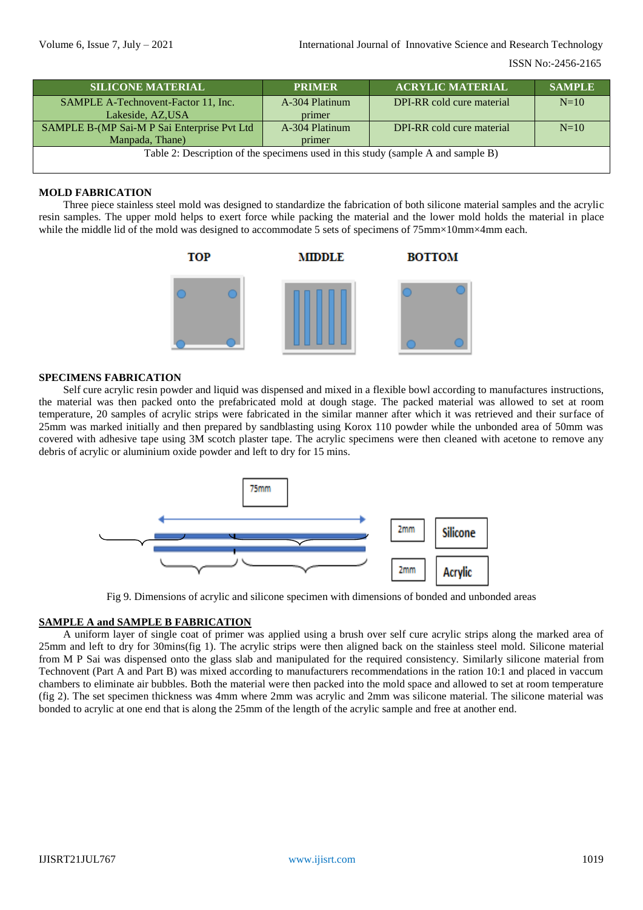| SILICONE MATERIAL | PRIMER | ACRYLIC MATERIAL | SAMPLE |
|---|---|---|---|
| SAMPLE A-Technovent-Factor 11, Inc. Lakeside, AZ,USA | A-304 Platinum primer | DPI-RR cold cure material | N=10 |
| SAMPLE B-(MP Sai-M P Sai Enterprise Pvt Ltd Manpada, Thane) | A-304 Platinum primer | DPI-RR cold cure material | N=10 |

Table 2: Description of the specimens used in this study (sample A and sample B)

## MOLD FABRICATION

Three piece stainless steel mold was designed to standardize the fabrication of both silicone material samples and the acrylic resin samples. The upper mold helps to exert force while packing the material and the lower mold holds the material in place while the middle lid of the mold was designed to accommodate 5 sets of specimens of 75mm×10mm×4mm each.

TOP MIDDLE BOTTOM

## SPECIMENS FABRICATION

Self cure acrylic resin powder and liquid was dispensed and mixed in a flexible bowl according to manufactures instructions, the material was then packed onto the prefabricated mold at dough stage. The packed material was allowed to set at room temperature, 20 samples of acrylic strips were fabricated in the similar manner after which it was retrieved and their surface of 25mm was marked initially and then prepared by sandblasting using Korox 110 powder while the unbonded area of 50mm was covered with adhesive tape using 3M scotch plaster tape. The acrylic specimens were then cleaned with acetone to remove any debris of acrylic or aluminium oxide powder and left to dry for 15 mins.

75mm 2mm Silicone 2mm Acrylic

Fig 9. Dimensions of acrylic and silicone specimen with dimensions of bonded and unbonded areas

## SAMPLE A and SAMPLE B FABRICATION

A uniform layer of single coat of primer was applied using a brush over self cure acrylic strips along the marked area of 25mm and left to dry for 30mins(fig 1). The acrylic strips were then aligned back on the stainless steel mold. Silicone material from M P Sai was dispensed onto the glass slab and manipulated for the required consistency. Similarly silicone material from Technovent (Part A and Part B) was mixed according to manufacturers recommendations in the ration 10:1 and placed in vaccum chambers to eliminate air bubbles. Both the material were then packed into the mold space and allowed to set at room temperature (fig 2). The set specimen thickness was 4mm where 2mm was acrylic and 2mm was silicone material. The silicone material was bonded to acrylic at one end that is along the 25mm of the length of the acrylic sample and free at another end.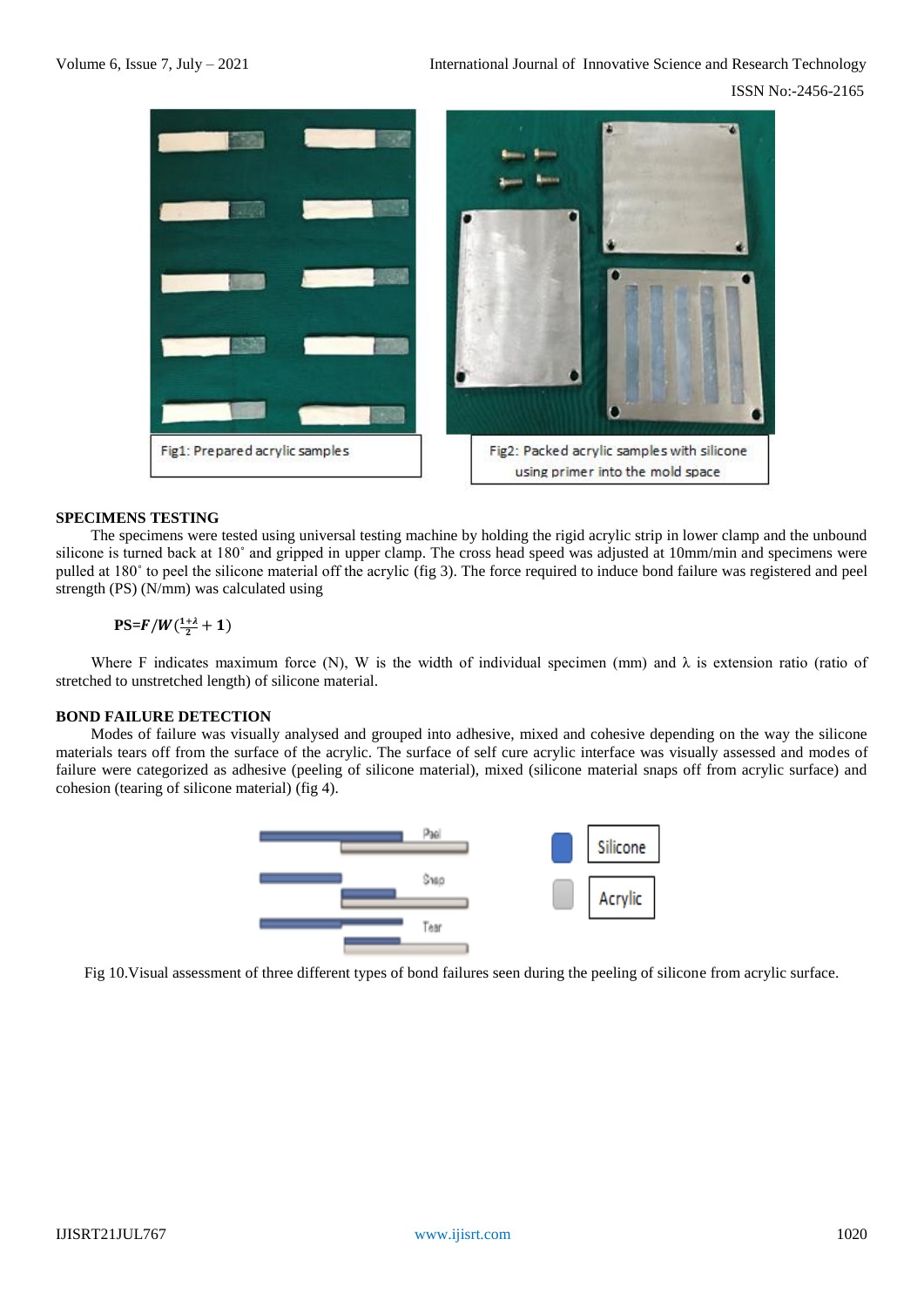Fig1: Prepared acrylic samples

Fig2: Packed acrylic samples with silicone using primer into the mold space

**SPECIMENS TESTING**

The specimens were tested using universal testing machine by holding the rigid acrylic strip in lower clamp and the unbound silicone is turned back at 180˚ and gripped in upper clamp. The cross head speed was adjusted at 10mm/min and specimens were pulled at 180˚ to peel the silicone material off the acrylic (fig 3). The force required to induce bond failure was registered and peel strength (PS) (N/mm) was calculated using

$$\mathbf{PS} = \boldsymbol{F}/\boldsymbol{W}\left(\frac{1+\lambda}{2} + \mathbf{1}\right)$$

Where F indicates maximum force (N), W is the width of individual specimen (mm) and λ is extension ratio (ratio of stretched to unstretched length) of silicone material.

**BOND FAILURE DETECTION**

Modes of failure was visually analysed and grouped into adhesive, mixed and cohesive depending on the way the silicone materials tears off from the surface of the acrylic. The surface of self cure acrylic interface was visually assessed and modes of failure were categorized as adhesive (peeling of silicone material), mixed (silicone material snaps off from acrylic surface) and cohesion (tearing of silicone material) (fig 4).

Fig 10.Visual assessment of three different types of bond failures seen during the peeling of silicone from acrylic surface.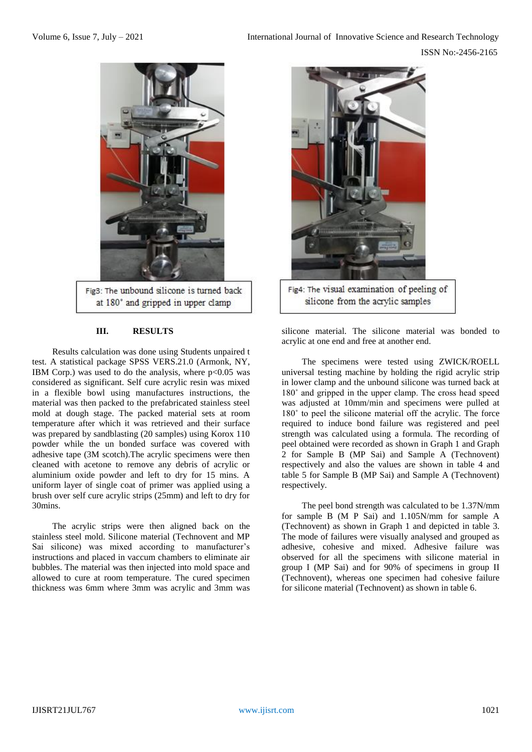Fig3: The unbound silicone is turned back at 180˚ and gripped in upper clamp

Fig4: The visual examination of peeling of silicone from the acrylic samples

## III. RESULTS

Results calculation was done using Students unpaired t test. A statistical package SPSS VERS.21.0 (Armonk, NY, IBM Corp.) was used to do the analysis, where $p<0.05$ was considered as significant. Self cure acrylic resin was mixed in a flexible bowl using manufactures instructions, the material was then packed to the prefabricated stainless steel mold at dough stage. The packed material sets at room temperature after which it was retrieved and their surface was prepared by sandblasting (20 samples) using Korox 110 powder while the un bonded surface was covered with adhesive tape (3M scotch).The acrylic specimens were then cleaned with acetone to remove any debris of acrylic or aluminium oxide powder and left to dry for 15 mins. A uniform layer of single coat of primer was applied using a brush over self cure acrylic strips (25mm) and left to dry for 30mins.

The acrylic strips were then aligned back on the stainless steel mold. Silicone material (Technovent and MP Sai silicone) was mixed according to manufacturer's instructions and placed in vaccum chambers to eliminate air bubbles. The material was then injected into mold space and allowed to cure at room temperature. The cured specimen thickness was 6mm where 3mm was acrylic and 3mm was silicone material. The silicone material was bonded to acrylic at one end and free at another end.

The specimens were tested using ZWICK/ROELL universal testing machine by holding the rigid acrylic strip in lower clamp and the unbound silicone was turned back at 180˚ and gripped in the upper clamp. The cross head speed was adjusted at 10mm/min and specimens were pulled at 180˚ to peel the silicone material off the acrylic. The force required to induce bond failure was registered and peel strength was calculated using a formula. The recording of peel obtained were recorded as shown in Graph 1 and Graph 2 for Sample B (MP Sai) and Sample A (Technovent) respectively and also the values are shown in table 4 and table 5 for Sample B (MP Sai) and Sample A (Technovent) respectively.

The peel bond strength was calculated to be 1.37N/mm for sample B (M P Sai) and 1.105N/mm for sample A (Technovent) as shown in Graph 1 and depicted in table 3. The mode of failures were visually analysed and grouped as adhesive, cohesive and mixed. Adhesive failure was observed for all the specimens with silicone material in group I (MP Sai) and for 90% of specimens in group II (Technovent), whereas one specimen had cohesive failure for silicone material (Technovent) as shown in table 6.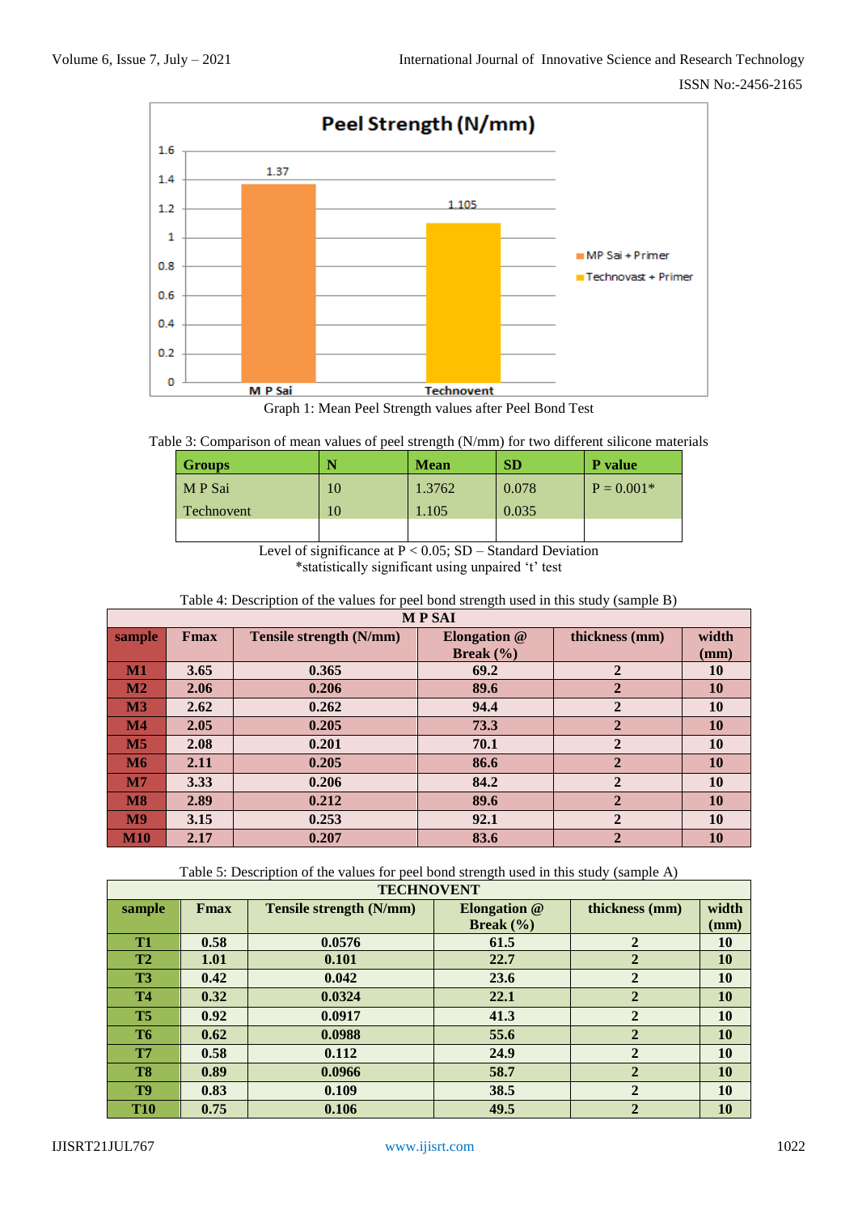Graph 1: Mean Peel Strength values after Peel Bond Test

Table 3: Comparison of mean values of peel strength (N/mm) for two different silicone materials

| Groups | N | Mean | SD | P value |
|---|---|---|---|---|
| M P Sai | 10 | 1.3762 | 0.078 | P = 0.001* |
| Technovent | 10 | 1.105 | 0.035 | |
| | | | | |

Level of significance at $P < 0.05$; SD – Standard Deviation
*statistically significant using unpaired 't' test

Table 4: Description of the values for peel bond strength used in this study (sample B)

| M P SAI | | | | | |
|---|---|---|---|---|---|
| **sample** | **Fmax** | **Tensile strength (N/mm)** | **Elongation @ Break (%)** | **thickness (mm)** | **width (mm)** |
| **M1** | **3.65** | **0.365** | **69.2** | **2** | **10** |
| **M2** | **2.06** | **0.206** | **89.6** | **2** | **10** |
| **M3** | **2.62** | **0.262** | **94.4** | **2** | **10** |
| **M4** | **2.05** | **0.205** | **73.3** | **2** | **10** |
| **M5** | **2.08** | **0.201** | **70.1** | **2** | **10** |
| **M6** | **2.11** | **0.205** | **86.6** | **2** | **10** |
| **M7** | **3.33** | **0.206** | **84.2** | **2** | **10** |
| **M8** | **2.89** | **0.212** | **89.6** | **2** | **10** |
| **M9** | **3.15** | **0.253** | **92.1** | **2** | **10** |
| **M10** | **2.17** | **0.207** | **83.6** | **2** | **10** |

Table 5: Description of the values for peel bond strength used in this study (sample A)

| TECHNOVENT | | | | | |
|---|---|---|---|---|---|
| **sample** | **Fmax** | **Tensile strength (N/mm)** | **Elongation @ Break (%)** | **thickness (mm)** | **width (mm)** |
| **T1** | **0.58** | **0.0576** | **61.5** | **2** | **10** |
| **T2** | **1.01** | **0.101** | **22.7** | **2** | **10** |
| **T3** | **0.42** | **0.042** | **23.6** | **2** | **10** |
| **T4** | **0.32** | **0.0324** | **22.1** | **2** | **10** |
| **T5** | **0.92** | **0.0917** | **41.3** | **2** | **10** |
| **T6** | **0.62** | **0.0988** | **55.6** | **2** | **10** |
| **T7** | **0.58** | **0.112** | **24.9** | **2** | **10** |
| **T8** | **0.89** | **0.0966** | **58.7** | **2** | **10** |
| **T9** | **0.83** | **0.109** | **38.5** | **2** | **10** |
| **T10** | **0.75** | **0.106** | **49.5** | **2** | **10** |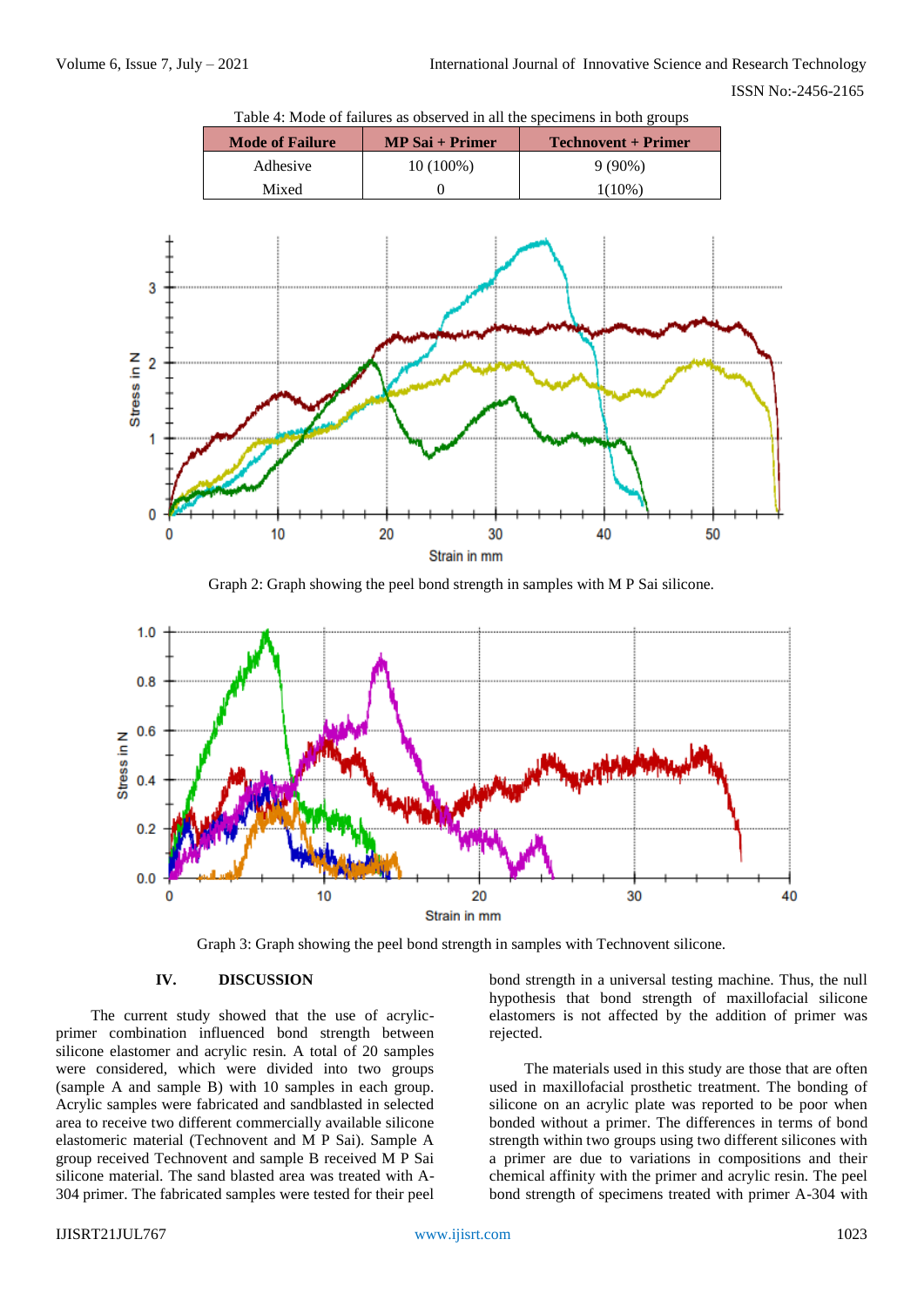Table 4: Mode of failures as observed in all the specimens in both groups

| Mode of Failure | MP Sai + Primer | Technovent + Primer |
|---|---|---|
| Adhesive | 10 (100%) | 9 (90%) |
| Mixed | 0 | 1(10%) |

Graph 2: Graph showing the peel bond strength in samples with M P Sai silicone.

Graph 3: Graph showing the peel bond strength in samples with Technovent silicone.

## IV. DISCUSSION

The current study showed that the use of acrylic-primer combination influenced bond strength between silicone elastomer and acrylic resin. A total of 20 samples were considered, which were divided into two groups (sample A and sample B) with 10 samples in each group. Acrylic samples were fabricated and sandblasted in selected area to receive two different commercially available silicone elastomeric material (Technovent and M P Sai). Sample A group received Technovent and sample B received M P Sai silicone material. The sand blasted area was treated with A-304 primer. The fabricated samples were tested for their peel bond strength in a universal testing machine. Thus, the null hypothesis that bond strength of maxillofacial silicone elastomers is not affected by the addition of primer was rejected.

The materials used in this study are those that are often used in maxillofacial prosthetic treatment. The bonding of silicone on an acrylic plate was reported to be poor when bonded without a primer. The differences in terms of bond strength within two groups using two different silicones with a primer are due to variations in compositions and their chemical affinity with the primer and acrylic resin. The peel bond strength of specimens treated with primer A-304 with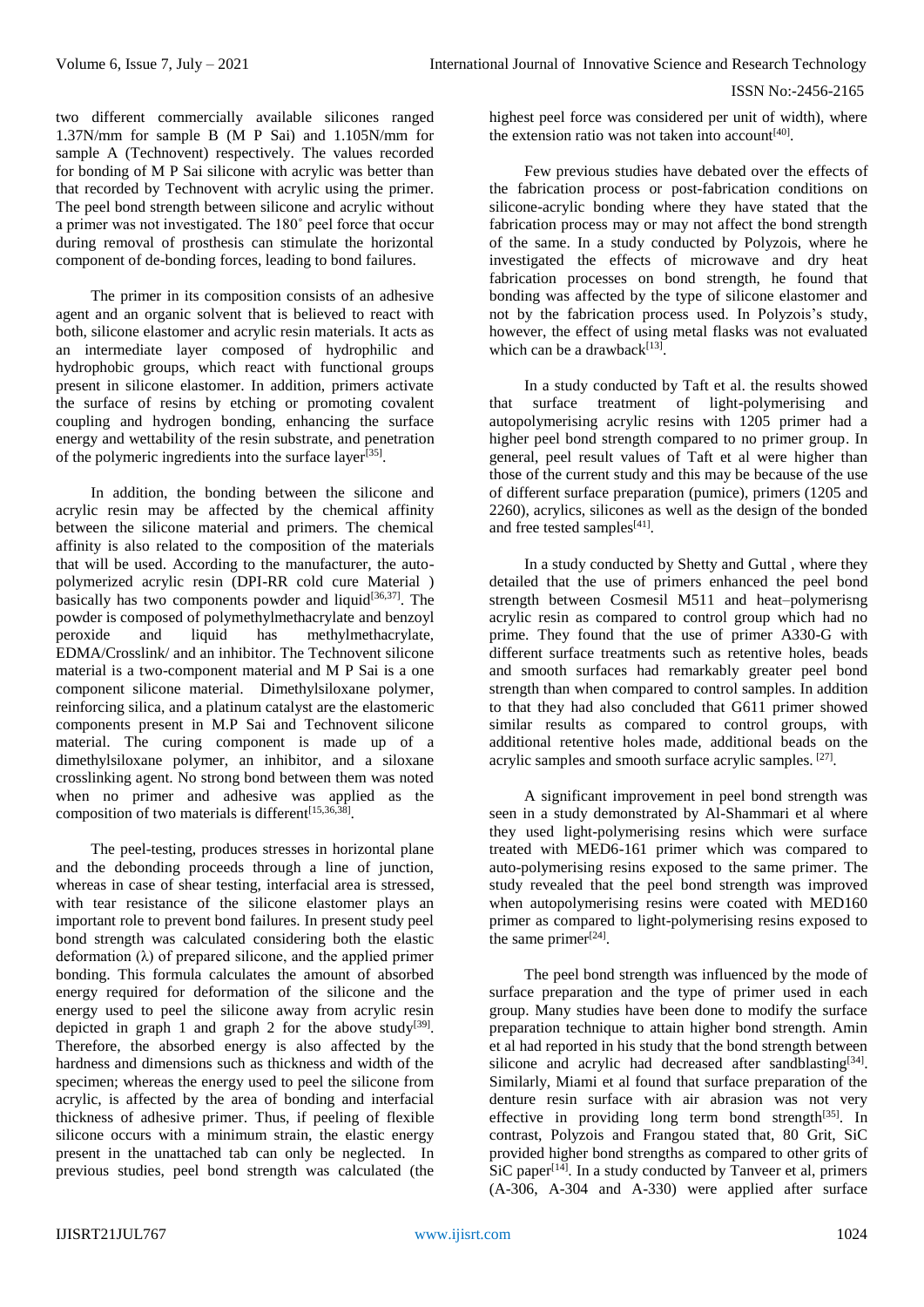two different commercially available silicones ranged 1.37N/mm for sample B (M P Sai) and 1.105N/mm for sample A (Technovent) respectively. The values recorded for bonding of M P Sai silicone with acrylic was better than that recorded by Technovent with acrylic using the primer. The peel bond strength between silicone and acrylic without a primer was not investigated. The 180˚ peel force that occur during removal of prosthesis can stimulate the horizontal component of de-bonding forces, leading to bond failures.

The primer in its composition consists of an adhesive agent and an organic solvent that is believed to react with both, silicone elastomer and acrylic resin materials. It acts as an intermediate layer composed of hydrophilic and hydrophobic groups, which react with functional groups present in silicone elastomer. In addition, primers activate the surface of resins by etching or promoting covalent coupling and hydrogen bonding, enhancing the surface energy and wettability of the resin substrate, and penetration of the polymeric ingredients into the surface layer[35].

In addition, the bonding between the silicone and acrylic resin may be affected by the chemical affinity between the silicone material and primers. The chemical affinity is also related to the composition of the materials that will be used. According to the manufacturer, the auto-polymerized acrylic resin (DPI-RR cold cure Material ) basically has two components powder and liquid[36,37]. The powder is composed of polymethylmethacrylate and benzoyl peroxide and liquid has methylmethacrylate, EDMA/Crosslink/ and an inhibitor. The Technovent silicone material is a two-component material and M P Sai is a one component silicone material. Dimethylsiloxane polymer, reinforcing silica, and a platinum catalyst are the elastomeric components present in M.P Sai and Technovent silicone material. The curing component is made up of a dimethylsiloxane polymer, an inhibitor, and a siloxane crosslinking agent. No strong bond between them was noted when no primer and adhesive was applied as the composition of two materials is different[15,36,38].

The peel-testing, produces stresses in horizontal plane and the debonding proceeds through a line of junction, whereas in case of shear testing, interfacial area is stressed, with tear resistance of the silicone elastomer plays an important role to prevent bond failures. In present study peel bond strength was calculated considering both the elastic deformation (λ) of prepared silicone, and the applied primer bonding. This formula calculates the amount of absorbed energy required for deformation of the silicone and the energy used to peel the silicone away from acrylic resin depicted in graph 1 and graph 2 for the above study[39]. Therefore, the absorbed energy is also affected by the hardness and dimensions such as thickness and width of the specimen; whereas the energy used to peel the silicone from acrylic, is affected by the area of bonding and interfacial thickness of adhesive primer. Thus, if peeling of flexible silicone occurs with a minimum strain, the elastic energy present in the unattached tab can only be neglected. In previous studies, peel bond strength was calculated (the highest peel force was considered per unit of width), where the extension ratio was not taken into account[40].

Few previous studies have debated over the effects of the fabrication process or post-fabrication conditions on silicone-acrylic bonding where they have stated that the fabrication process may or may not affect the bond strength of the same. In a study conducted by Polyzois, where he investigated the effects of microwave and dry heat fabrication processes on bond strength, he found that bonding was affected by the type of silicone elastomer and not by the fabrication process used. In Polyzois's study, however, the effect of using metal flasks was not evaluated which can be a drawback[13].

In a study conducted by Taft et al. the results showed that surface treatment of light-polymerising and autopolymerising acrylic resins with 1205 primer had a higher peel bond strength compared to no primer group. In general, peel result values of Taft et al were higher than those of the current study and this may be because of the use of different surface preparation (pumice), primers (1205 and 2260), acrylics, silicones as well as the design of the bonded and free tested samples[41].

In a study conducted by Shetty and Guttal , where they detailed that the use of primers enhanced the peel bond strength between Cosmesil M511 and heat–polymerisng acrylic resin as compared to control group which had no prime. They found that the use of primer A330-G with different surface treatments such as retentive holes, beads and smooth surfaces had remarkably greater peel bond strength than when compared to control samples. In addition to that they had also concluded that G611 primer showed similar results as compared to control groups, with additional retentive holes made, additional beads on the acrylic samples and smooth surface acrylic samples. [27].

A significant improvement in peel bond strength was seen in a study demonstrated by Al-Shammari et al where they used light-polymerising resins which were surface treated with MED6-161 primer which was compared to auto-polymerising resins exposed to the same primer. The study revealed that the peel bond strength was improved when autopolymerising resins were coated with MED160 primer as compared to light-polymerising resins exposed to the same primer[24].

The peel bond strength was influenced by the mode of surface preparation and the type of primer used in each group. Many studies have been done to modify the surface preparation technique to attain higher bond strength. Amin et al had reported in his study that the bond strength between silicone and acrylic had decreased after sandblasting[34]. Similarly, Miami et al found that surface preparation of the denture resin surface with air abrasion was not very effective in providing long term bond strength[35]. In contrast, Polyzois and Frangou stated that, 80 Grit, SiC provided higher bond strengths as compared to other grits of SiC paper[14]. In a study conducted by Tanveer et al, primers (A-306, A-304 and A-330) were applied after surface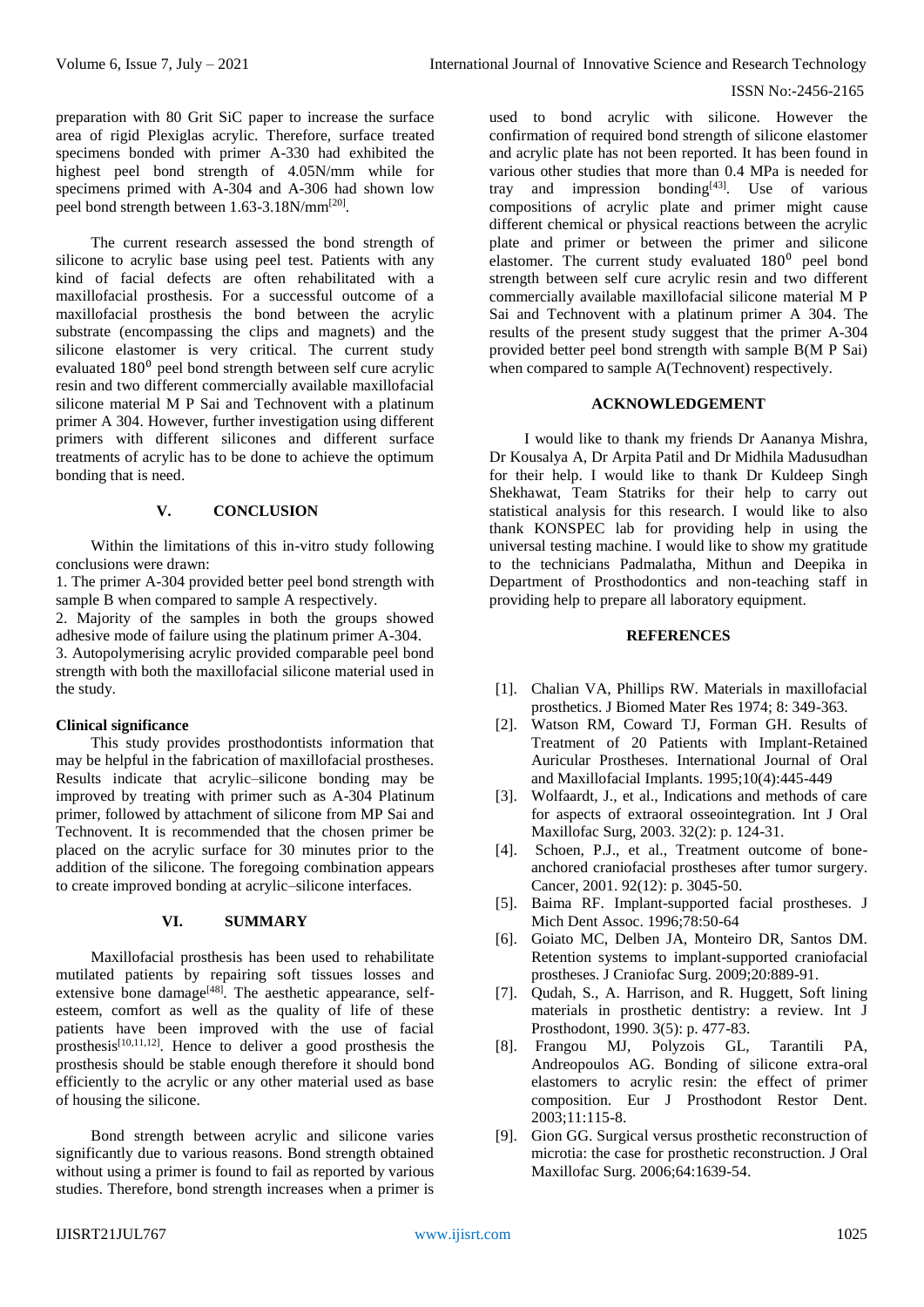preparation with 80 Grit SiC paper to increase the surface area of rigid Plexiglas acrylic. Therefore, surface treated specimens bonded with primer A-330 had exhibited the highest peel bond strength of 4.05N/mm while for specimens primed with A-304 and A-306 had shown low peel bond strength between 1.63-3.18N/mm[20].

The current research assessed the bond strength of silicone to acrylic base using peel test. Patients with any kind of facial defects are often rehabilitated with a maxillofacial prosthesis. For a successful outcome of a maxillofacial prosthesis the bond between the acrylic substrate (encompassing the clips and magnets) and the silicone elastomer is very critical. The current study evaluated $180^0$ peel bond strength between self cure acrylic resin and two different commercially available maxillofacial silicone material M P Sai and Technovent with a platinum primer A 304. However, further investigation using different primers with different silicones and different surface treatments of acrylic has to be done to achieve the optimum bonding that is need.

## V. CONCLUSION

Within the limitations of this in-vitro study following conclusions were drawn:

1. The primer A-304 provided better peel bond strength with sample B when compared to sample A respectively.
2. Majority of the samples in both the groups showed adhesive mode of failure using the platinum primer A-304.
3. Autopolymerising acrylic provided comparable peel bond strength with both the maxillofacial silicone material used in the study.

**Clinical significance**

This study provides prosthodontists information that may be helpful in the fabrication of maxillofacial prostheses. Results indicate that acrylic–silicone bonding may be improved by treating with primer such as A-304 Platinum primer, followed by attachment of silicone from MP Sai and Technovent. It is recommended that the chosen primer be placed on the acrylic surface for 30 minutes prior to the addition of the silicone. The foregoing combination appears to create improved bonding at acrylic–silicone interfaces.

## VI. SUMMARY

Maxillofacial prosthesis has been used to rehabilitate mutilated patients by repairing soft tissues losses and extensive bone damage[48]. The aesthetic appearance, self-esteem, comfort as well as the quality of life of these patients have been improved with the use of facial prosthesis[10,11,12]. Hence to deliver a good prosthesis the prosthesis should be stable enough therefore it should bond efficiently to the acrylic or any other material used as base of housing the silicone.

Bond strength between acrylic and silicone varies significantly due to various reasons. Bond strength obtained without using a primer is found to fail as reported by various studies. Therefore, bond strength increases when a primer is used to bond acrylic with silicone. However the confirmation of required bond strength of silicone elastomer and acrylic plate has not been reported. It has been found in various other studies that more than 0.4 MPa is needed for tray and impression bonding[43]. Use of various compositions of acrylic plate and primer might cause different chemical or physical reactions between the acrylic plate and primer or between the primer and silicone elastomer. The current study evaluated $180^0$ peel bond strength between self cure acrylic resin and two different commercially available maxillofacial silicone material M P Sai and Technovent with a platinum primer A 304. The results of the present study suggest that the primer A-304 provided better peel bond strength with sample B(M P Sai) when compared to sample A(Technovent) respectively.

## ACKNOWLEDGEMENT

I would like to thank my friends Dr Aananya Mishra, Dr Kousalya A, Dr Arpita Patil and Dr Midhila Madusudhan for their help. I would like to thank Dr Kuldeep Singh Shekhawat, Team Statriks for their help to carry out statistical analysis for this research. I would like to also thank KONSPEC lab for providing help in using the universal testing machine. I would like to show my gratitude to the technicians Padmalatha, Mithun and Deepika in Department of Prosthodontics and non-teaching staff in providing help to prepare all laboratory equipment.

## REFERENCES

[1]. Chalian VA, Phillips RW. Materials in maxillofacial prosthetics. J Biomed Mater Res 1974; 8: 349-363.

[2]. Watson RM, Coward TJ, Forman GH. Results of Treatment of 20 Patients with Implant-Retained Auricular Prostheses. International Journal of Oral and Maxillofacial Implants. 1995;10(4):445-449

[3]. Wolfaardt, J., et al., Indications and methods of care for aspects of extraoral osseointegration. Int J Oral Maxillofac Surg, 2003. 32(2): p. 124-31.

[4]. Schoen, P.J., et al., Treatment outcome of bone-anchored craniofacial prostheses after tumor surgery. Cancer, 2001. 92(12): p. 3045-50.

[5]. Baima RF. Implant-supported facial prostheses. J Mich Dent Assoc. 1996;78:50-64

[6]. Goiato MC, Delben JA, Monteiro DR, Santos DM. Retention systems to implant-supported craniofacial prostheses. J Craniofac Surg. 2009;20:889-91.

[7]. Qudah, S., A. Harrison, and R. Huggett, Soft lining materials in prosthetic dentistry: a review. Int J Prosthodont, 1990. 3(5): p. 477-83.

[8]. Frangou MJ, Polyzois GL, Tarantili PA, Andreopoulos AG. Bonding of silicone extra-oral elastomers to acrylic resin: the effect of primer composition. Eur J Prosthodont Restor Dent. 2003;11:115-8.

[9]. Gion GG. Surgical versus prosthetic reconstruction of microtia: the case for prosthetic reconstruction. J Oral Maxillofac Surg. 2006;64:1639-54.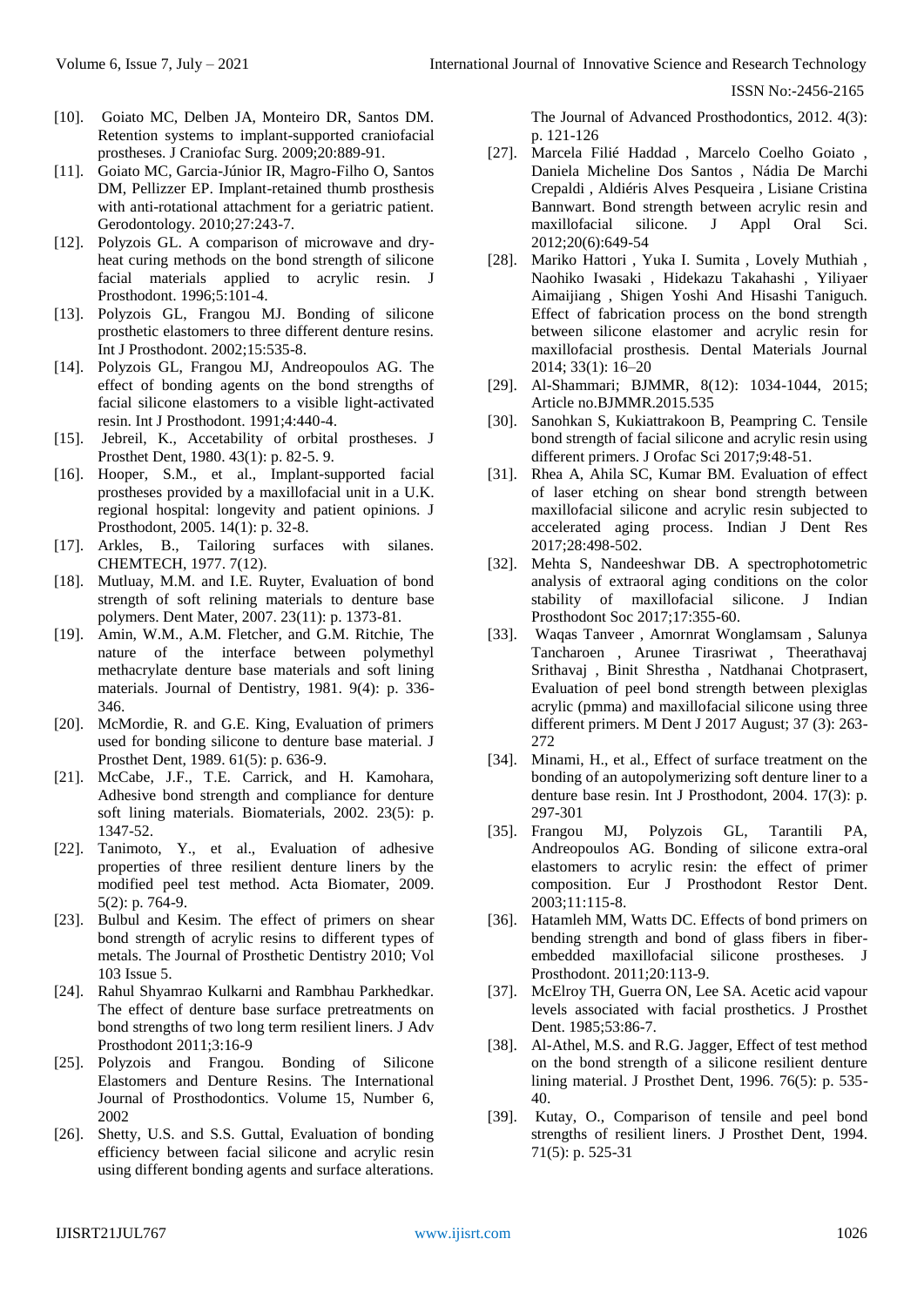[10]. Goiato MC, Delben JA, Monteiro DR, Santos DM. Retention systems to implant-supported craniofacial prostheses. J Craniofac Surg. 2009;20:889-91.

[11]. Goiato MC, Garcia-Júnior IR, Magro-Filho O, Santos DM, Pellizzer EP. Implant-retained thumb prosthesis with anti-rotational attachment for a geriatric patient. Gerodontology. 2010;27:243-7.

[12]. Polyzois GL. A comparison of microwave and dry-heat curing methods on the bond strength of silicone facial materials applied to acrylic resin. J Prosthodont. 1996;5:101-4.

[13]. Polyzois GL, Frangou MJ. Bonding of silicone prosthetic elastomers to three different denture resins. Int J Prosthodont. 2002;15:535-8.

[14]. Polyzois GL, Frangou MJ, Andreopoulos AG. The effect of bonding agents on the bond strengths of facial silicone elastomers to a visible light-activated resin. Int J Prosthodont. 1991;4:440-4.

[15]. Jebreil, K., Accetability of orbital prostheses. J Prosthet Dent, 1980. 43(1): p. 82-5. 9.

[16]. Hooper, S.M., et al., Implant-supported facial prostheses provided by a maxillofacial unit in a U.K. regional hospital: longevity and patient opinions. J Prosthodont, 2005. 14(1): p. 32-8.

[17]. Arkles, B., Tailoring surfaces with silanes. CHEMTECH, 1977. 7(12).

[18]. Mutluay, M.M. and I.E. Ruyter, Evaluation of bond strength of soft relining materials to denture base polymers. Dent Mater, 2007. 23(11): p. 1373-81.

[19]. Amin, W.M., A.M. Fletcher, and G.M. Ritchie, The nature of the interface between polymethyl methacrylate denture base materials and soft lining materials. Journal of Dentistry, 1981. 9(4): p. 336-346.

[20]. McMordie, R. and G.E. King, Evaluation of primers used for bonding silicone to denture base material. J Prosthet Dent, 1989. 61(5): p. 636-9.

[21]. McCabe, J.F., T.E. Carrick, and H. Kamohara, Adhesive bond strength and compliance for denture soft lining materials. Biomaterials, 2002. 23(5): p. 1347-52.

[22]. Tanimoto, Y., et al., Evaluation of adhesive properties of three resilient denture liners by the modified peel test method. Acta Biomater, 2009. 5(2): p. 764-9.

[23]. Bulbul and Kesim. The effect of primers on shear bond strength of acrylic resins to different types of metals. The Journal of Prosthetic Dentistry 2010; Vol 103 Issue 5.

[24]. Rahul Shyamrao Kulkarni and Rambhau Parkhedkar. The effect of denture base surface pretreatments on bond strengths of two long term resilient liners. J Adv Prosthodont 2011;3:16-9

[25]. Polyzois and Frangou. Bonding of Silicone Elastomers and Denture Resins. The International Journal of Prosthodontics. Volume 15, Number 6, 2002

[26]. Shetty, U.S. and S.S. Guttal, Evaluation of bonding efficiency between facial silicone and acrylic resin using different bonding agents and surface alterations. The Journal of Advanced Prosthodontics, 2012. 4(3): p. 121-126

[27]. Marcela Filié Haddad , Marcelo Coelho Goiato , Daniela Micheline Dos Santos , Nádia De Marchi Crepaldi , Aldiéris Alves Pesqueira , Lisiane Cristina Bannwart. Bond strength between acrylic resin and maxillofacial silicone. J Appl Oral Sci. 2012;20(6):649-54

[28]. Mariko Hattori , Yuka I. Sumita , Lovely Muthiah , Naohiko Iwasaki , Hidekazu Takahashi , Yiliyaer Aimaijiang , Shigen Yoshi And Hisashi Taniguch. Effect of fabrication process on the bond strength between silicone elastomer and acrylic resin for maxillofacial prosthesis. Dental Materials Journal 2014; 33(1): 16–20

[29]. Al-Shammari; BJMMR, 8(12): 1034-1044, 2015; Article no.BJMMR.2015.535

[30]. Sanohkan S, Kukiattrakoon B, Peampring C. Tensile bond strength of facial silicone and acrylic resin using different primers. J Orofac Sci 2017;9:48-51.

[31]. Rhea A, Ahila SC, Kumar BM. Evaluation of effect of laser etching on shear bond strength between maxillofacial silicone and acrylic resin subjected to accelerated aging process. Indian J Dent Res 2017;28:498-502.

[32]. Mehta S, Nandeeshwar DB. A spectrophotometric analysis of extraoral aging conditions on the color stability of maxillofacial silicone. J Indian Prosthodont Soc 2017;17:355-60.

[33]. Waqas Tanveer , Amornrat Wonglamsam , Salunya Tancharoen , Arunee Tirasriwat , Theerathavaj Srithavaj , Binit Shrestha , Natdhanai Chotprasert, Evaluation of peel bond strength between plexiglas acrylic (pmma) and maxillofacial silicone using three different primers. M Dent J 2017 August; 37 (3): 263-272

[34]. Minami, H., et al., Effect of surface treatment on the bonding of an autopolymerizing soft denture liner to a denture base resin. Int J Prosthodont, 2004. 17(3): p. 297-301

[35]. Frangou MJ, Polyzois GL, Tarantili PA, Andreopoulos AG. Bonding of silicone extra-oral elastomers to acrylic resin: the effect of primer composition. Eur J Prosthodont Restor Dent. 2003;11:115-8.

[36]. Hatamleh MM, Watts DC. Effects of bond primers on bending strength and bond of glass fibers in fiber-embedded maxillofacial silicone prostheses. J Prosthodont. 2011;20:113-9.

[37]. McElroy TH, Guerra ON, Lee SA. Acetic acid vapour levels associated with facial prosthetics. J Prosthet Dent. 1985;53:86-7.

[38]. Al-Athel, M.S. and R.G. Jagger, Effect of test method on the bond strength of a silicone resilient denture lining material. J Prosthet Dent, 1996. 76(5): p. 535-40.

[39]. Kutay, O., Comparison of tensile and peel bond strengths of resilient liners. J Prosthet Dent, 1994. 71(5): p. 525-31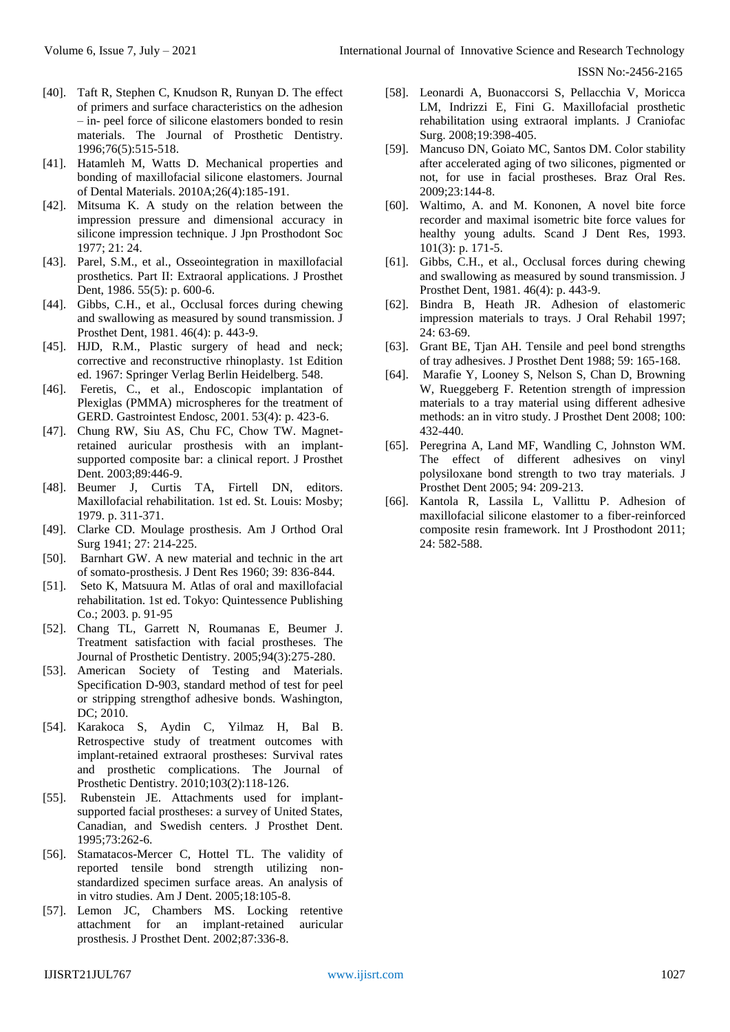[40]. Taft R, Stephen C, Knudson R, Runyan D. The effect of primers and surface characteristics on the adhesion – in- peel force of silicone elastomers bonded to resin materials. The Journal of Prosthetic Dentistry. 1996;76(5):515-518.

[41]. Hatamleh M, Watts D. Mechanical properties and bonding of maxillofacial silicone elastomers. Journal of Dental Materials. 2010A;26(4):185-191.

[42]. Mitsuma K. A study on the relation between the impression pressure and dimensional accuracy in silicone impression technique. J Jpn Prosthodont Soc 1977; 21: 24.

[43]. Parel, S.M., et al., Osseointegration in maxillofacial prosthetics. Part II: Extraoral applications. J Prosthet Dent, 1986. 55(5): p. 600-6.

[44]. Gibbs, C.H., et al., Occlusal forces during chewing and swallowing as measured by sound transmission. J Prosthet Dent, 1981. 46(4): p. 443-9.

[45]. HJD, R.M., Plastic surgery of head and neck; corrective and reconstructive rhinoplasty. 1st Edition ed. 1967: Springer Verlag Berlin Heidelberg. 548.

[46]. Feretis, C., et al., Endoscopic implantation of Plexiglas (PMMA) microspheres for the treatment of GERD. Gastrointest Endosc, 2001. 53(4): p. 423-6.

[47]. Chung RW, Siu AS, Chu FC, Chow TW. Magnet-retained auricular prosthesis with an implant-supported composite bar: a clinical report. J Prosthet Dent. 2003;89:446-9.

[48]. Beumer J, Curtis TA, Firtell DN, editors. Maxillofacial rehabilitation. 1st ed. St. Louis: Mosby; 1979. p. 311-371.

[49]. Clarke CD. Moulage prosthesis. Am J Orthod Oral Surg 1941; 27: 214-225.

[50]. Barnhart GW. A new material and technic in the art of somato-prosthesis. J Dent Res 1960; 39: 836-844.

[51]. Seto K, Matsuura M. Atlas of oral and maxillofacial rehabilitation. 1st ed. Tokyo: Quintessence Publishing Co.; 2003. p. 91-95

[52]. Chang TL, Garrett N, Roumanas E, Beumer J. Treatment satisfaction with facial prostheses. The Journal of Prosthetic Dentistry. 2005;94(3):275-280.

[53]. American Society of Testing and Materials. Specification D-903, standard method of test for peel or stripping strengthof adhesive bonds. Washington, DC; 2010.

[54]. Karakoca S, Aydin C, Yilmaz H, Bal B. Retrospective study of treatment outcomes with implant-retained extraoral prostheses: Survival rates and prosthetic complications. The Journal of Prosthetic Dentistry. 2010;103(2):118-126.

[55]. Rubenstein JE. Attachments used for implant-supported facial prostheses: a survey of United States, Canadian, and Swedish centers. J Prosthet Dent. 1995;73:262-6.

[56]. Stamatacos-Mercer C, Hottel TL. The validity of reported tensile bond strength utilizing non-standardized specimen surface areas. An analysis of in vitro studies. Am J Dent. 2005;18:105-8.

[57]. Lemon JC, Chambers MS. Locking retentive attachment for an implant-retained auricular prosthesis. J Prosthet Dent. 2002;87:336-8.

[58]. Leonardi A, Buonaccorsi S, Pellacchia V, Moricca LM, Indrizzi E, Fini G. Maxillofacial prosthetic rehabilitation using extraoral implants. J Craniofac Surg. 2008;19:398-405.

[59]. Mancuso DN, Goiato MC, Santos DM. Color stability after accelerated aging of two silicones, pigmented or not, for use in facial prostheses. Braz Oral Res. 2009;23:144-8.

[60]. Waltimo, A. and M. Kononen, A novel bite force recorder and maximal isometric bite force values for healthy young adults. Scand J Dent Res, 1993. 101(3): p. 171-5.

[61]. Gibbs, C.H., et al., Occlusal forces during chewing and swallowing as measured by sound transmission. J Prosthet Dent, 1981. 46(4): p. 443-9.

[62]. Bindra B, Heath JR. Adhesion of elastomeric impression materials to trays. J Oral Rehabil 1997; 24: 63-69.

[63]. Grant BE, Tjan AH. Tensile and peel bond strengths of tray adhesives. J Prosthet Dent 1988; 59: 165-168.

[64]. Marafie Y, Looney S, Nelson S, Chan D, Browning W, Rueggeberg F. Retention strength of impression materials to a tray material using different adhesive methods: an in vitro study. J Prosthet Dent 2008; 100: 432-440.

[65]. Peregrina A, Land MF, Wandling C, Johnston WM. The effect of different adhesives on vinyl polysiloxane bond strength to two tray materials. J Prosthet Dent 2005; 94: 209-213.

[66]. Kantola R, Lassila L, Vallittu P. Adhesion of maxillofacial silicone elastomer to a fiber-reinforced composite resin framework. Int J Prosthodont 2011; 24: 582-588.